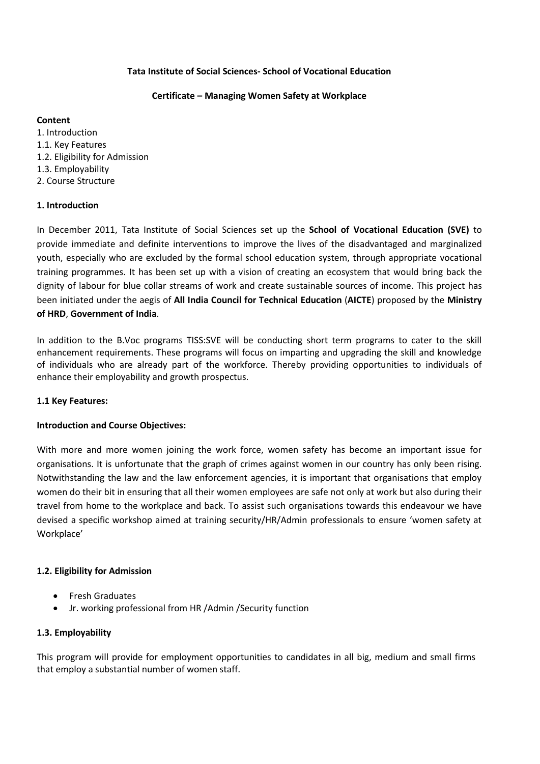**Tata Institute of Social Sciences- School of Vocational Education**

**Certificate – Managing Women Safety at Workplace**

**Content**

1. Introduction
1.1. Key Features
1.2. Eligibility for Admission
1.3. Employability
2. Course Structure

## 1. Introduction

In December 2011, Tata Institute of Social Sciences set up the **School of Vocational Education (SVE)** to provide immediate and definite interventions to improve the lives of the disadvantaged and marginalized youth, especially who are excluded by the formal school education system, through appropriate vocational training programmes. It has been set up with a vision of creating an ecosystem that would bring back the dignity of labour for blue collar streams of work and create sustainable sources of income. This project has been initiated under the aegis of **All India Council for Technical Education** (**AICTE**) proposed by the **Ministry of HRD**, **Government of India**.

In addition to the B.Voc programs TISS:SVE will be conducting short term programs to cater to the skill enhancement requirements. These programs will focus on imparting and upgrading the skill and knowledge of individuals who are already part of the workforce. Thereby providing opportunities to individuals of enhance their employability and growth prospectus.

### 1.1 Key Features:

**Introduction and Course Objectives:**

With more and more women joining the work force, women safety has become an important issue for organisations. It is unfortunate that the graph of crimes against women in our country has only been rising. Notwithstanding the law and the law enforcement agencies, it is important that organisations that employ women do their bit in ensuring that all their women employees are safe not only at work but also during their travel from home to the workplace and back. To assist such organisations towards this endeavour we have devised a specific workshop aimed at training security/HR/Admin professionals to ensure 'women safety at Workplace'

### 1.2. Eligibility for Admission

- Fresh Graduates
- Jr. working professional from HR /Admin /Security function

### 1.3. Employability

This program will provide for employment opportunities to candidates in all big, medium and small firms that employ a substantial number of women staff.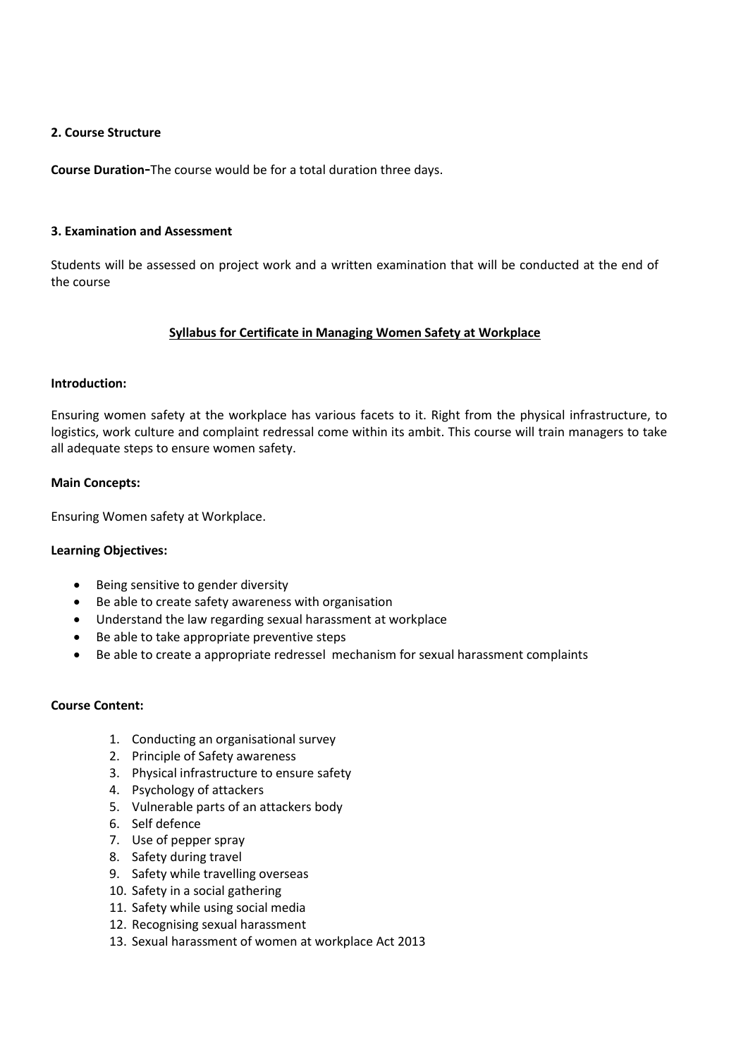**2. Course Structure**

**Course Duration**-The course would be for a total duration three days.

**3. Examination and Assessment**

Students will be assessed on project work and a written examination that will be conducted at the end of the course

**Syllabus for Certificate in Managing Women Safety at Workplace**

**Introduction:**

Ensuring women safety at the workplace has various facets to it. Right from the physical infrastructure, to logistics, work culture and complaint redressal come within its ambit. This course will train managers to take all adequate steps to ensure women safety.

**Main Concepts:**

Ensuring Women safety at Workplace.

**Learning Objectives:**

- Being sensitive to gender diversity
- Be able to create safety awareness with organisation
- Understand the law regarding sexual harassment at workplace
- Be able to take appropriate preventive steps
- Be able to create a appropriate redressel mechanism for sexual harassment complaints

**Course Content:**

1. Conducting an organisational survey
2. Principle of Safety awareness
3. Physical infrastructure to ensure safety
4. Psychology of attackers
5. Vulnerable parts of an attackers body
6. Self defence
7. Use of pepper spray
8. Safety during travel
9. Safety while travelling overseas
10. Safety in a social gathering
11. Safety while using social media
12. Recognising sexual harassment
13. Sexual harassment of women at workplace Act 2013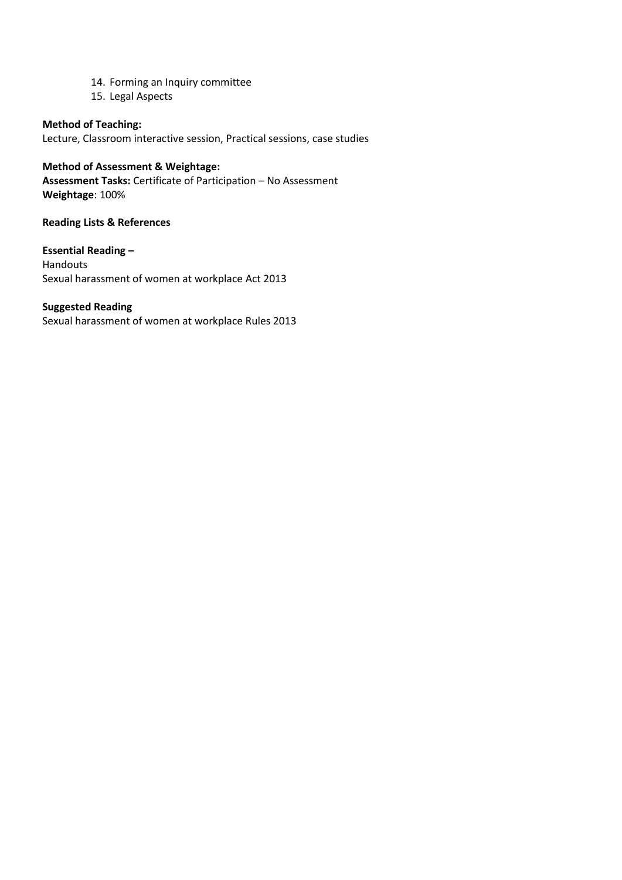14. Forming an Inquiry committee
15. Legal Aspects

**Method of Teaching:**
Lecture, Classroom interactive session, Practical sessions, case studies

**Method of Assessment & Weightage:**
**Assessment Tasks:** Certificate of Participation – No Assessment
**Weightage**: 100%

**Reading Lists & References**

**Essential Reading –**
Handouts
Sexual harassment of women at workplace Act 2013

**Suggested Reading**
Sexual harassment of women at workplace Rules 2013